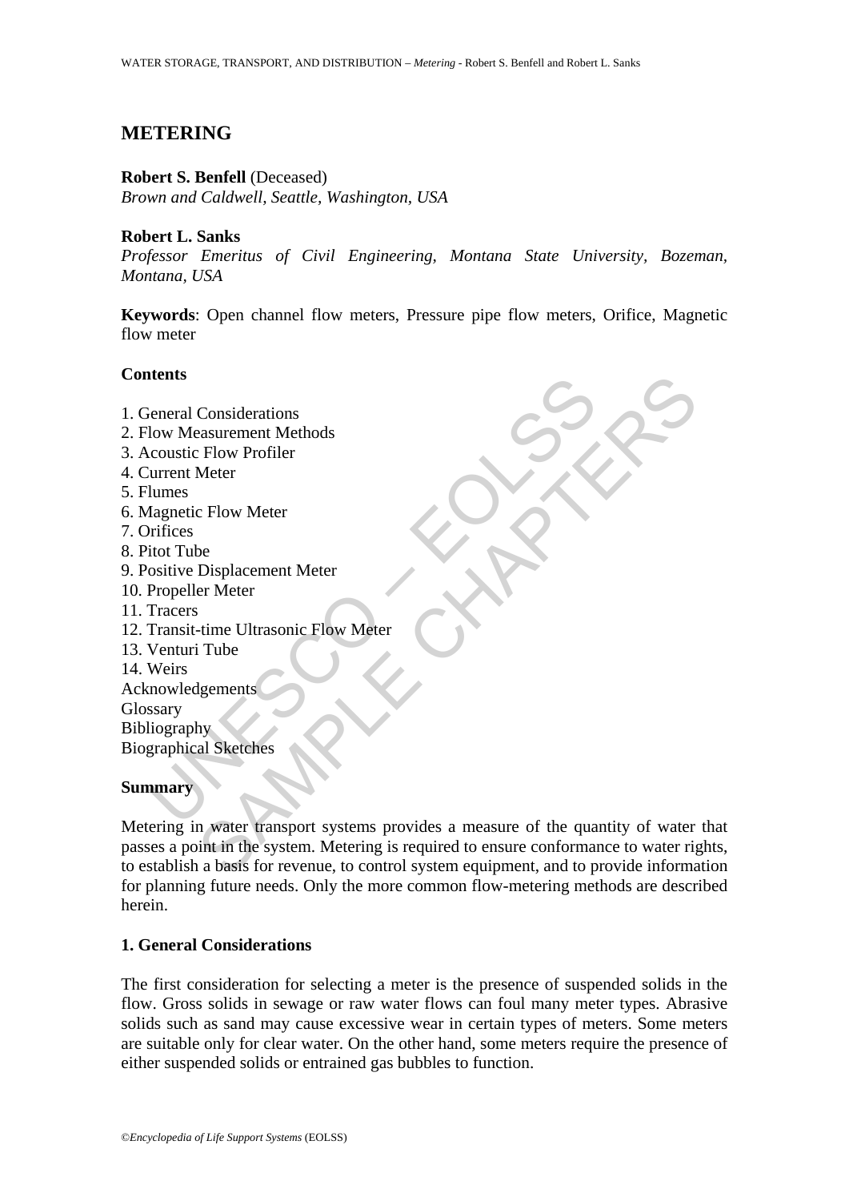# METERING

**Robert S. Benfell** (Deceased)
*Brown and Caldwell, Seattle, Washington, USA*

**Robert L. Sanks**
*Professor Emeritus of Civil Engineering, Montana State University, Bozeman, Montana, USA*

**Keywords**: Open channel flow meters, Pressure pipe flow meters, Orifice, Magnetic flow meter

## Contents

1. General Considerations
2. Flow Measurement Methods
3. Acoustic Flow Profiler
4. Current Meter
5. Flumes
6. Magnetic Flow Meter
7. Orifices
8. Pitot Tube
9. Positive Displacement Meter
10. Propeller Meter
11. Tracers
12. Transit-time Ultrasonic Flow Meter
13. Venturi Tube
14. Weirs

Acknowledgements
Glossary
Bibliography
Biographical Sketches

## Summary

Metering in water transport systems provides a measure of the quantity of water that passes a point in the system. Metering is required to ensure conformance to water rights, to establish a basis for revenue, to control system equipment, and to provide information for planning future needs. Only the more common flow-metering methods are described herein.

## 1. General Considerations

The first consideration for selecting a meter is the presence of suspended solids in the flow. Gross solids in sewage or raw water flows can foul many meter types. Abrasive solids such as sand may cause excessive wear in certain types of meters. Some meters are suitable only for clear water. On the other hand, some meters require the presence of either suspended solids or entrained gas bubbles to function.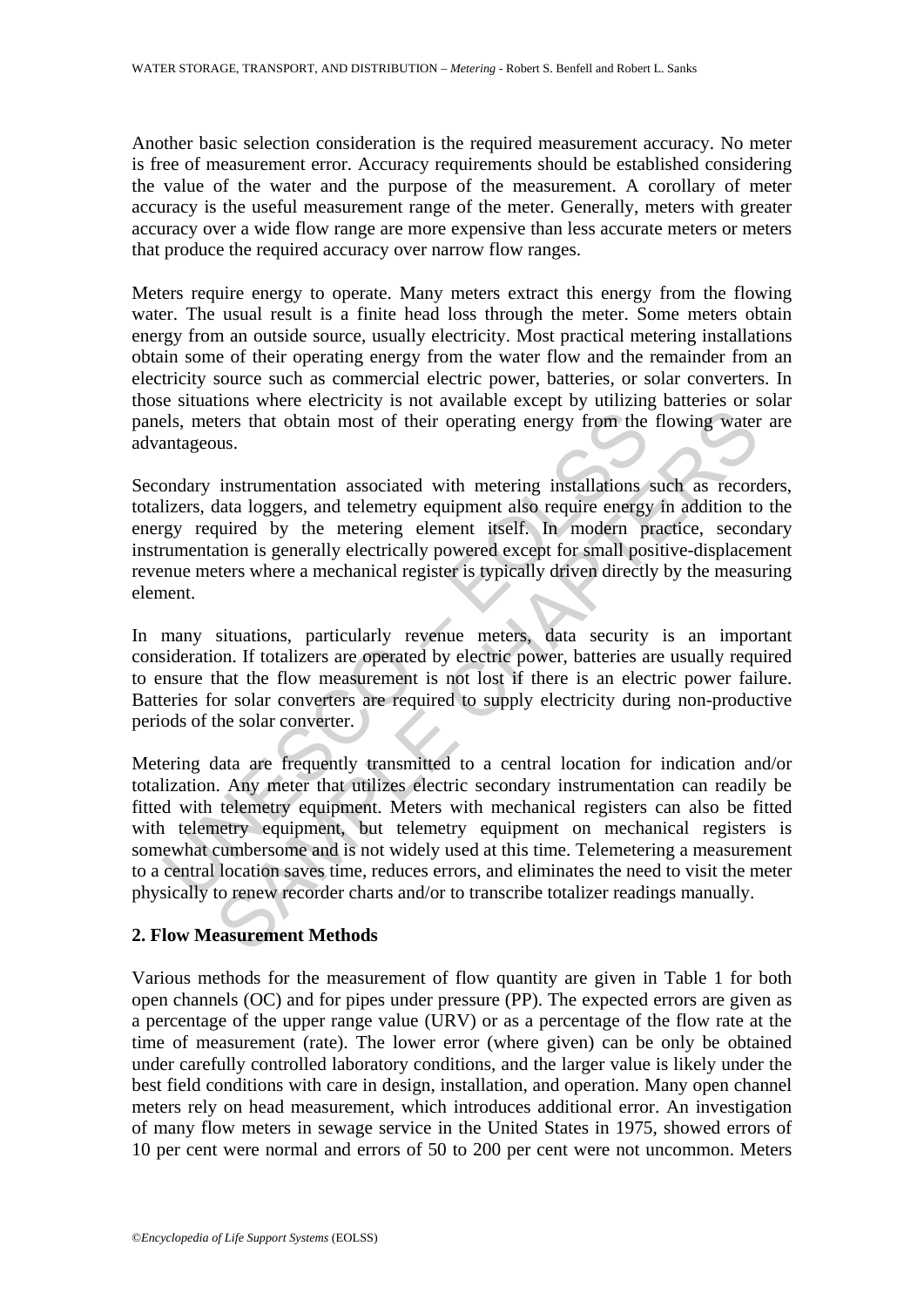Another basic selection consideration is the required measurement accuracy. No meter is free of measurement error. Accuracy requirements should be established considering the value of the water and the purpose of the measurement. A corollary of meter accuracy is the useful measurement range of the meter. Generally, meters with greater accuracy over a wide flow range are more expensive than less accurate meters or meters that produce the required accuracy over narrow flow ranges.

Meters require energy to operate. Many meters extract this energy from the flowing water. The usual result is a finite head loss through the meter. Some meters obtain energy from an outside source, usually electricity. Most practical metering installations obtain some of their operating energy from the water flow and the remainder from an electricity source such as commercial electric power, batteries, or solar converters. In those situations where electricity is not available except by utilizing batteries or solar panels, meters that obtain most of their operating energy from the flowing water are advantageous.

Secondary instrumentation associated with metering installations such as recorders, totalizers, data loggers, and telemetry equipment also require energy in addition to the energy required by the metering element itself. In modern practice, secondary instrumentation is generally electrically powered except for small positive-displacement revenue meters where a mechanical register is typically driven directly by the measuring element.

In many situations, particularly revenue meters, data security is an important consideration. If totalizers are operated by electric power, batteries are usually required to ensure that the flow measurement is not lost if there is an electric power failure. Batteries for solar converters are required to supply electricity during non-productive periods of the solar converter.

Metering data are frequently transmitted to a central location for indication and/or totalization. Any meter that utilizes electric secondary instrumentation can readily be fitted with telemetry equipment. Meters with mechanical registers can also be fitted with telemetry equipment, but telemetry equipment on mechanical registers is somewhat cumbersome and is not widely used at this time. Telemetering a measurement to a central location saves time, reduces errors, and eliminates the need to visit the meter physically to renew recorder charts and/or to transcribe totalizer readings manually.

## 2. Flow Measurement Methods

Various methods for the measurement of flow quantity are given in Table 1 for both open channels (OC) and for pipes under pressure (PP). The expected errors are given as a percentage of the upper range value (URV) or as a percentage of the flow rate at the time of measurement (rate). The lower error (where given) can be only be obtained under carefully controlled laboratory conditions, and the larger value is likely under the best field conditions with care in design, installation, and operation. Many open channel meters rely on head measurement, which introduces additional error. An investigation of many flow meters in sewage service in the United States in 1975, showed errors of 10 per cent were normal and errors of 50 to 200 per cent were not uncommon. Meters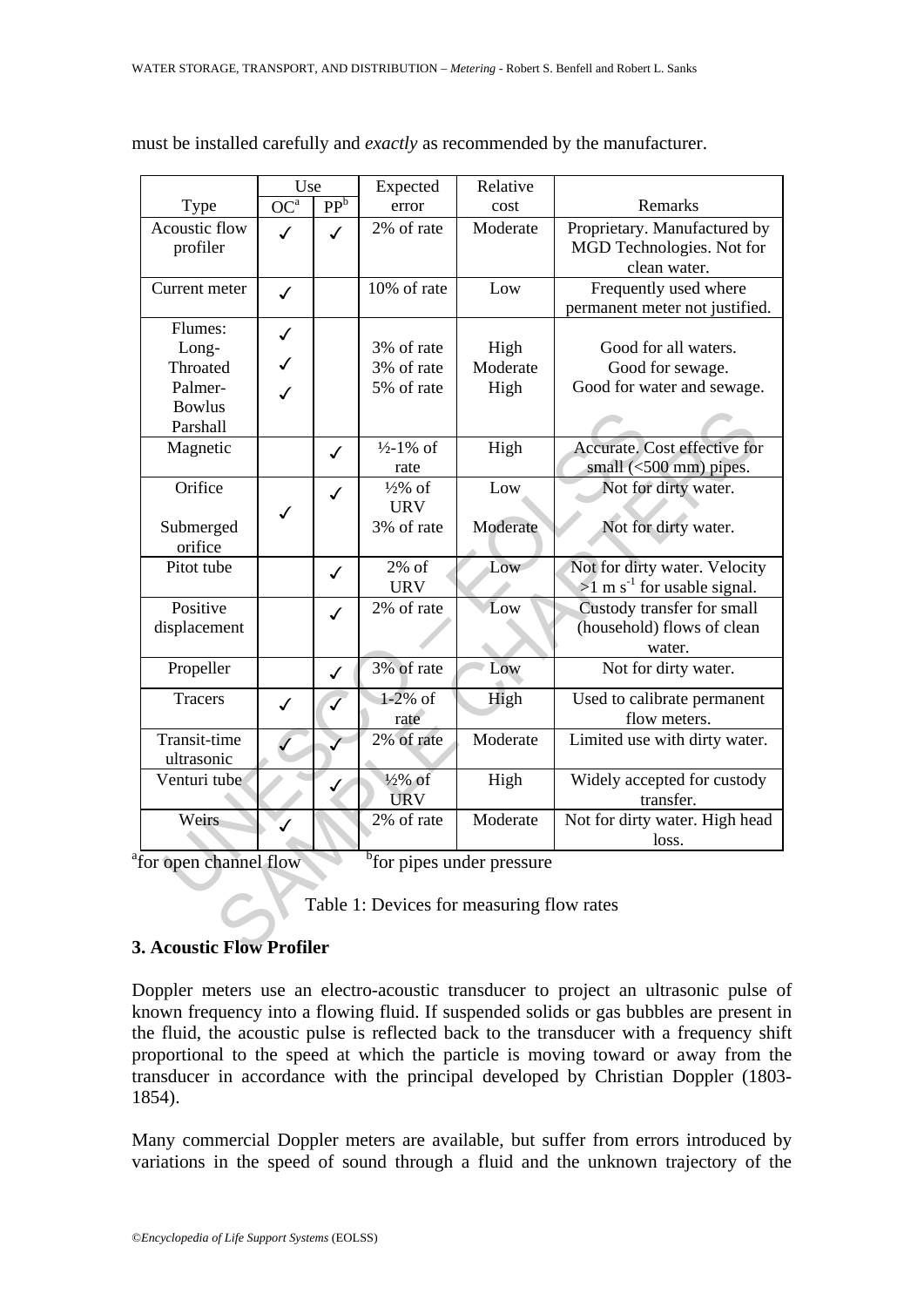must be installed carefully and *exactly* as recommended by the manufacturer.

| Type | Use | | Expected error | Relative cost | Remarks |
|---|---|---|---|---|---|
| | OC[a] | PP[b] | | | |
| Acoustic flow profiler | ✓ | ✓ | 2% of rate | Moderate | Proprietary. Manufactured by MGD Technologies. Not for clean water. |
| Current meter | ✓ | | 10% of rate | Low | Frequently used where permanent meter not justified. |
| Flumes: | ✓ | | | | |
| Long-Throated | ✓ | | 3% of rate | High | Good for all waters. |
| Palmer-Bowlus | ✓ | | 3% of rate | Moderate | Good for sewage. |
| Parshall | | | 5% of rate | High | Good for water and sewage. |
| Magnetic | | ✓ | ½-1% of rate | High | Accurate. Cost effective for small (<500 mm) pipes. |
| Orifice | | ✓ | ½% of URV | Low | Not for dirty water. |
| Submerged orifice | ✓ | | 3% of rate | Moderate | Not for dirty water. |
| Pitot tube | | ✓ | 2% of URV | Low | Not for dirty water. Velocity >1 m s$^{-1}$ for usable signal. |
| Positive displacement | | ✓ | 2% of rate | Low | Custody transfer for small (household) flows of clean water. |
| Propeller | | ✓ | 3% of rate | Low | Not for dirty water. |
| Tracers | ✓ | ✓ | 1-2% of rate | High | Used to calibrate permanent flow meters. |
| Transit-time ultrasonic | ✓ | ✓ | 2% of rate | Moderate | Limited use with dirty water. |
| Venturi tube | | ✓ | ½% of URV | High | Widely accepted for custody transfer. |
| Weirs | ✓ | | 2% of rate | Moderate | Not for dirty water. High head loss. |

[a]for open channel flow [b]for pipes under pressure

Table 1: Devices for measuring flow rates

## 3. Acoustic Flow Profiler

Doppler meters use an electro-acoustic transducer to project an ultrasonic pulse of known frequency into a flowing fluid. If suspended solids or gas bubbles are present in the fluid, the acoustic pulse is reflected back to the transducer with a frequency shift proportional to the speed at which the particle is moving toward or away from the transducer in accordance with the principal developed by Christian Doppler (1803-1854).

Many commercial Doppler meters are available, but suffer from errors introduced by variations in the speed of sound through a fluid and the unknown trajectory of the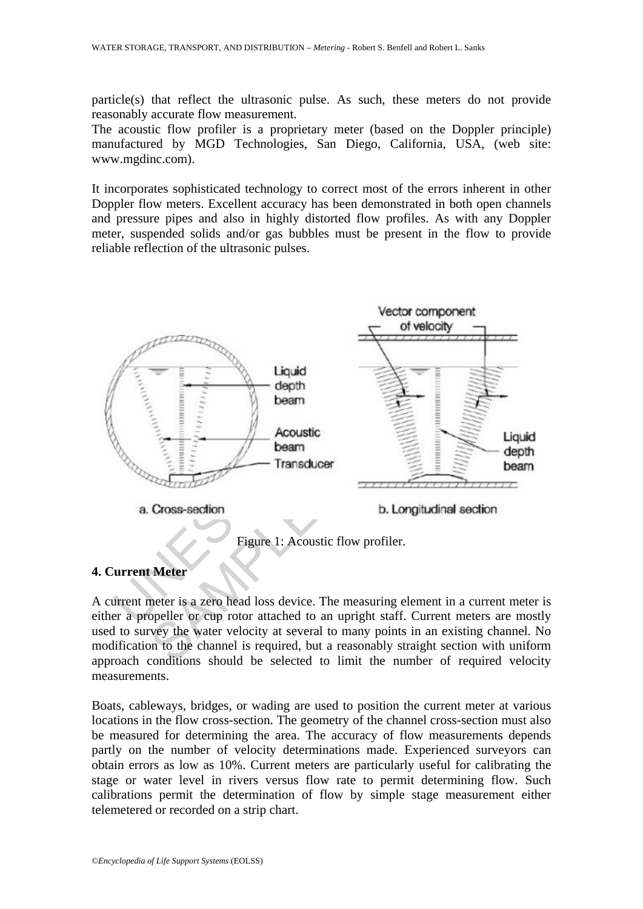particle(s) that reflect the ultrasonic pulse. As such, these meters do not provide reasonably accurate flow measurement.

The acoustic flow profiler is a proprietary meter (based on the Doppler principle) manufactured by MGD Technologies, San Diego, California, USA, (web site: www.mgdinc.com).

It incorporates sophisticated technology to correct most of the errors inherent in other Doppler flow meters. Excellent accuracy has been demonstrated in both open channels and pressure pipes and also in highly distorted flow profiles. As with any Doppler meter, suspended solids and/or gas bubbles must be present in the flow to provide reliable reflection of the ultrasonic pulses.

Figure 1: Acoustic flow profiler.

## 4. Current Meter

A current meter is a zero head loss device. The measuring element in a current meter is either a propeller or cup rotor attached to an upright staff. Current meters are mostly used to survey the water velocity at several to many points in an existing channel. No modification to the channel is required, but a reasonably straight section with uniform approach conditions should be selected to limit the number of required velocity measurements.

Boats, cableways, bridges, or wading are used to position the current meter at various locations in the flow cross-section. The geometry of the channel cross-section must also be measured for determining the area. The accuracy of flow measurements depends partly on the number of velocity determinations made. Experienced surveyors can obtain errors as low as 10%. Current meters are particularly useful for calibrating the stage or water level in rivers versus flow rate to permit determining flow. Such calibrations permit the determination of flow by simple stage measurement either telemetered or recorded on a strip chart.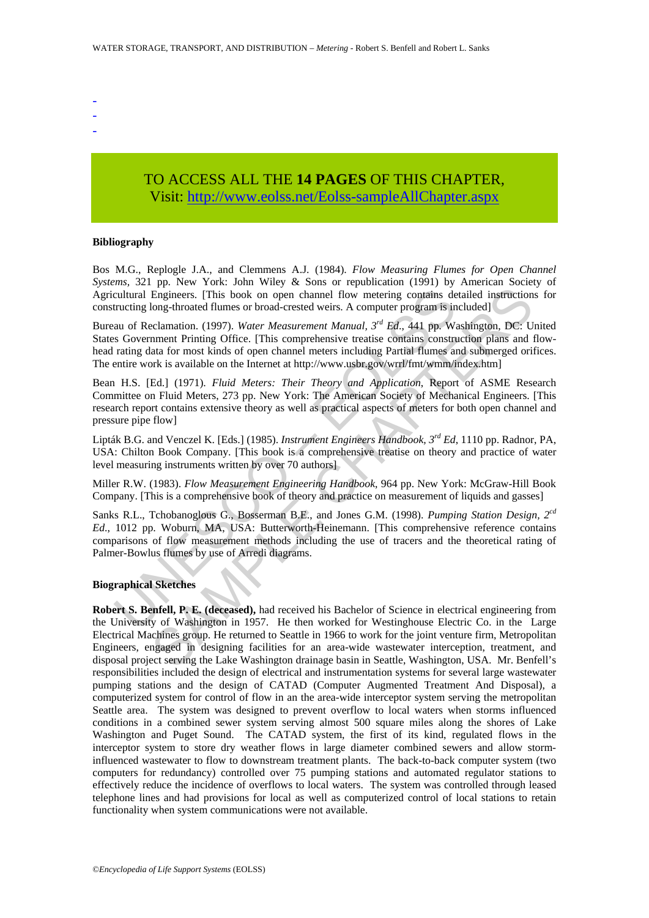-
-
-

TO ACCESS ALL THE **14 PAGES** OF THIS CHAPTER,
Visit: http://www.eolss.net/Eolss-sampleAllChapter.aspx

**Bibliography**

Bos M.G., Replogle J.A., and Clemmens A.J. (1984). *Flow Measuring Flumes for Open Channel Systems*, 321 pp. New York: John Wiley & Sons or republication (1991) by American Society of Agricultural Engineers. [This book on open channel flow metering contains detailed instructions for constructing long-throated flumes or broad-crested weirs. A computer program is included]

Bureau of Reclamation. (1997). *Water Measurement Manual, 3rd Ed*., 441 pp. Washington, DC: United States Government Printing Office. [This comprehensive treatise contains construction plans and flow-head rating data for most kinds of open channel meters including Partial flumes and submerged orifices. The entire work is available on the Internet at http://www.usbr.gov/wrrl/fmt/wmm/index.htm]

Bean H.S. [Ed.] (1971). *Fluid Meters: Their Theory and Application*, Report of ASME Research Committee on Fluid Meters, 273 pp. New York: The American Society of Mechanical Engineers. [This research report contains extensive theory as well as practical aspects of meters for both open channel and pressure pipe flow]

Lipták B.G. and Venczel K. [Eds.] (1985). *Instrument Engineers Handbook, 3rd Ed*, 1110 pp. Radnor, PA, USA: Chilton Book Company. [This book is a comprehensive treatise on theory and practice of water level measuring instruments written by over 70 authors]

Miller R.W. (1983). *Flow Measurement Engineering Handbook*, 964 pp. New York: McGraw-Hill Book Company. [This is a comprehensive book of theory and practice on measurement of liquids and gasses]

Sanks R.L., Tchobanoglous G., Bosserman B.E., and Jones G.M. (1998). *Pumping Station Design, 2cd Ed*., 1012 pp. Woburn, MA, USA: Butterworth-Heinemann. [This comprehensive reference contains comparisons of flow measurement methods including the use of tracers and the theoretical rating of Palmer-Bowlus flumes by use of Arredi diagrams.

**Biographical Sketches**

**Robert S. Benfell, P. E. (deceased),** had received his Bachelor of Science in electrical engineering from the University of Washington in 1957. He then worked for Westinghouse Electric Co. in the Large Electrical Machines group. He returned to Seattle in 1966 to work for the joint venture firm, Metropolitan Engineers, engaged in designing facilities for an area-wide wastewater interception, treatment, and disposal project serving the Lake Washington drainage basin in Seattle, Washington, USA. Mr. Benfell's responsibilities included the design of electrical and instrumentation systems for several large wastewater pumping stations and the design of CATAD (Computer Augmented Treatment And Disposal), a computerized system for control of flow in an the area-wide interceptor system serving the metropolitan Seattle area. The system was designed to prevent overflow to local waters when storms influenced conditions in a combined sewer system serving almost 500 square miles along the shores of Lake Washington and Puget Sound. The CATAD system, the first of its kind, regulated flows in the interceptor system to store dry weather flows in large diameter combined sewers and allow storm-influenced wastewater to flow to downstream treatment plants. The back-to-back computer system (two computers for redundancy) controlled over 75 pumping stations and automated regulator stations to effectively reduce the incidence of overflows to local waters. The system was controlled through leased telephone lines and had provisions for local as well as computerized control of local stations to retain functionality when system communications were not available.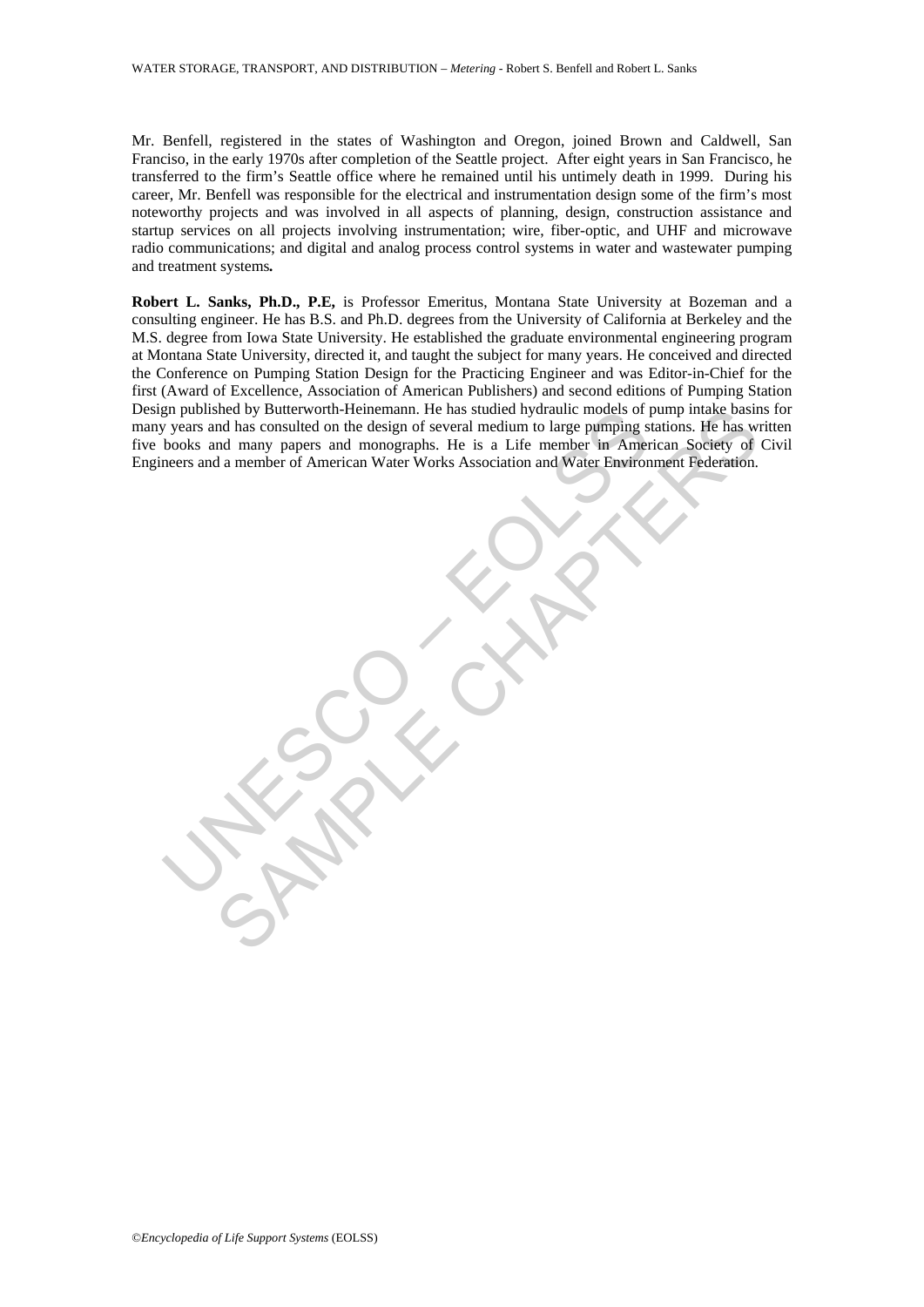Mr. Benfell, registered in the states of Washington and Oregon, joined Brown and Caldwell, San Franciso, in the early 1970s after completion of the Seattle project. After eight years in San Francisco, he transferred to the firm's Seattle office where he remained until his untimely death in 1999. During his career, Mr. Benfell was responsible for the electrical and instrumentation design some of the firm's most noteworthy projects and was involved in all aspects of planning, design, construction assistance and startup services on all projects involving instrumentation; wire, fiber-optic, and UHF and microwave radio communications; and digital and analog process control systems in water and wastewater pumping and treatment systems**.**

**Robert L. Sanks, Ph.D., P.E,** is Professor Emeritus, Montana State University at Bozeman and a consulting engineer. He has B.S. and Ph.D. degrees from the University of California at Berkeley and the M.S. degree from Iowa State University. He established the graduate environmental engineering program at Montana State University, directed it, and taught the subject for many years. He conceived and directed the Conference on Pumping Station Design for the Practicing Engineer and was Editor-in-Chief for the first (Award of Excellence, Association of American Publishers) and second editions of Pumping Station Design published by Butterworth-Heinemann. He has studied hydraulic models of pump intake basins for many years and has consulted on the design of several medium to large pumping stations. He has written five books and many papers and monographs. He is a Life member in American Society of Civil Engineers and a member of American Water Works Association and Water Environment Federation.